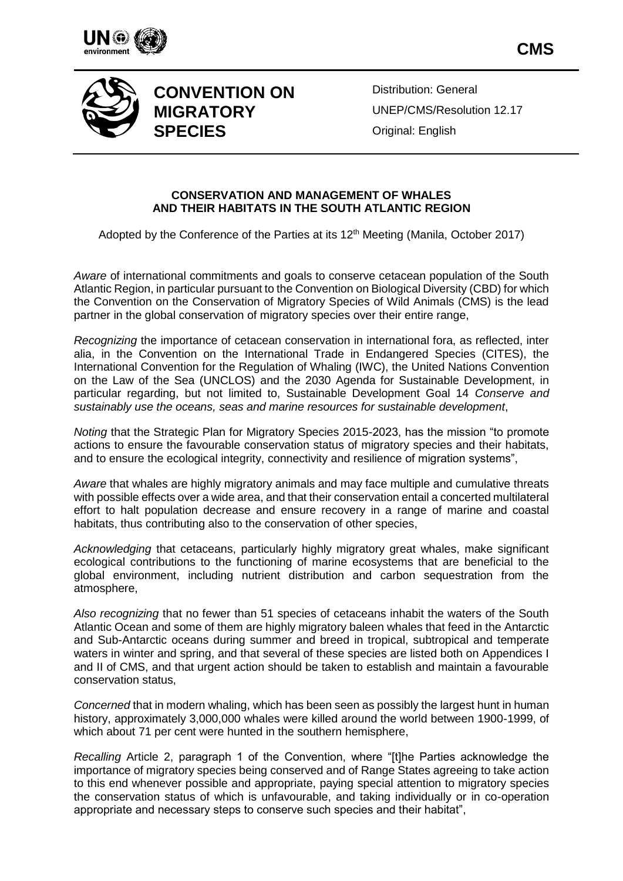**CMS**

# CONVENTION ON MIGRATORY SPECIES

Distribution: General

UNEP/CMS/Resolution 12.17

Original: English

## CONSERVATION AND MANAGEMENT OF WHALES AND THEIR HABITATS IN THE SOUTH ATLANTIC REGION

Adopted by the Conference of the Parties at its 12th Meeting (Manila, October 2017)

*Aware* of international commitments and goals to conserve cetacean population of the South Atlantic Region, in particular pursuant to the Convention on Biological Diversity (CBD) for which the Convention on the Conservation of Migratory Species of Wild Animals (CMS) is the lead partner in the global conservation of migratory species over their entire range,

*Recognizing* the importance of cetacean conservation in international fora, as reflected, inter alia, in the Convention on the International Trade in Endangered Species (CITES), the International Convention for the Regulation of Whaling (IWC), the United Nations Convention on the Law of the Sea (UNCLOS) and the 2030 Agenda for Sustainable Development, in particular regarding, but not limited to, Sustainable Development Goal 14 *Conserve and sustainably use the oceans, seas and marine resources for sustainable development*,

*Noting* that the Strategic Plan for Migratory Species 2015-2023, has the mission "to promote actions to ensure the favourable conservation status of migratory species and their habitats, and to ensure the ecological integrity, connectivity and resilience of migration systems",

*Aware* that whales are highly migratory animals and may face multiple and cumulative threats with possible effects over a wide area, and that their conservation entail a concerted multilateral effort to halt population decrease and ensure recovery in a range of marine and coastal habitats, thus contributing also to the conservation of other species,

*Acknowledging* that cetaceans, particularly highly migratory great whales, make significant ecological contributions to the functioning of marine ecosystems that are beneficial to the global environment, including nutrient distribution and carbon sequestration from the atmosphere,

*Also recognizing* that no fewer than 51 species of cetaceans inhabit the waters of the South Atlantic Ocean and some of them are highly migratory baleen whales that feed in the Antarctic and Sub-Antarctic oceans during summer and breed in tropical, subtropical and temperate waters in winter and spring, and that several of these species are listed both on Appendices I and II of CMS, and that urgent action should be taken to establish and maintain a favourable conservation status,

*Concerned* that in modern whaling, which has been seen as possibly the largest hunt in human history, approximately 3,000,000 whales were killed around the world between 1900-1999, of which about 71 per cent were hunted in the southern hemisphere,

*Recalling* Article 2, paragraph 1 of the Convention, where "[t]he Parties acknowledge the importance of migratory species being conserved and of Range States agreeing to take action to this end whenever possible and appropriate, paying special attention to migratory species the conservation status of which is unfavourable, and taking individually or in co-operation appropriate and necessary steps to conserve such species and their habitat",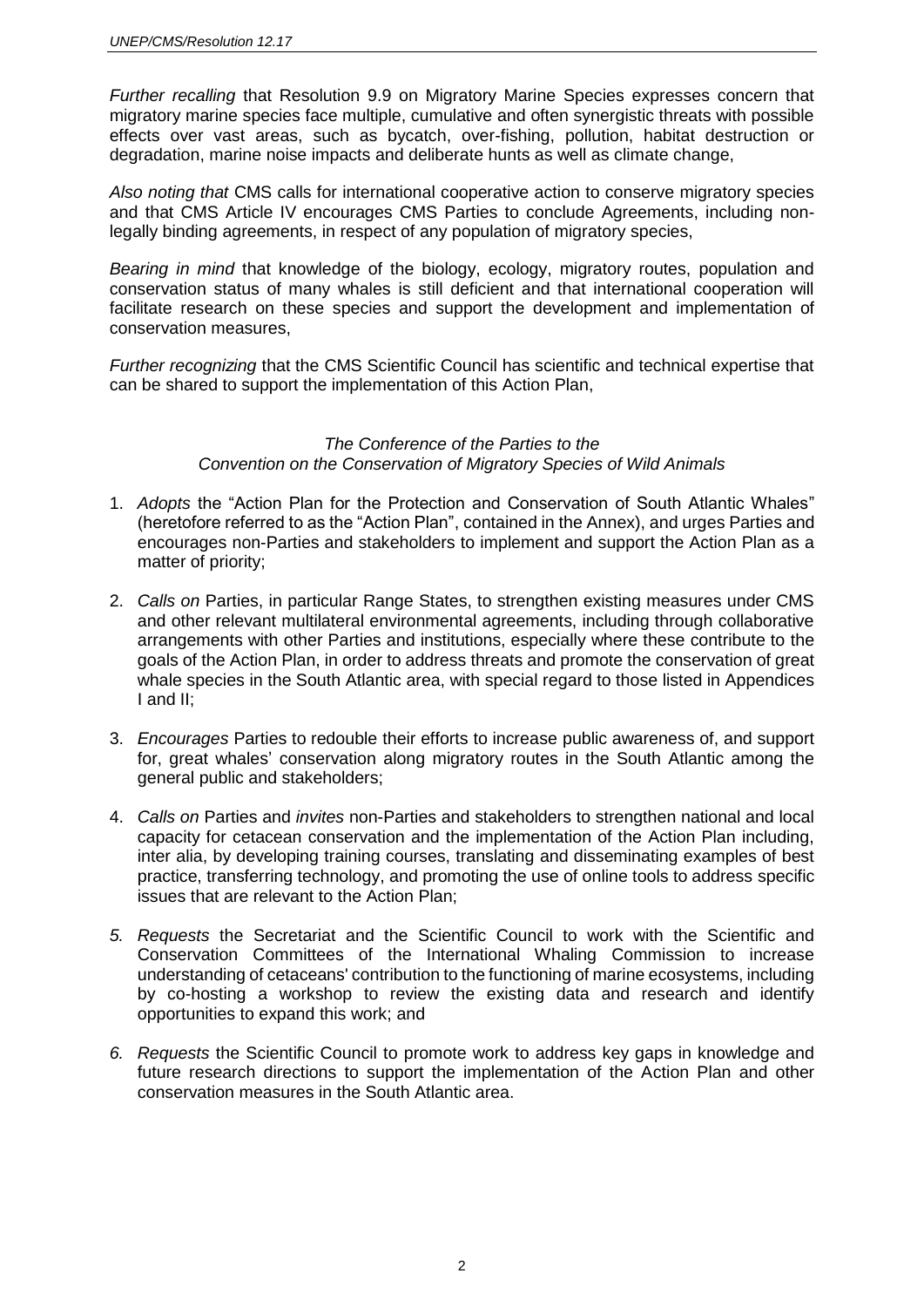*Further recalling* that Resolution 9.9 on Migratory Marine Species expresses concern that migratory marine species face multiple, cumulative and often synergistic threats with possible effects over vast areas, such as bycatch, over-fishing, pollution, habitat destruction or degradation, marine noise impacts and deliberate hunts as well as climate change,

*Also noting that* CMS calls for international cooperative action to conserve migratory species and that CMS Article IV encourages CMS Parties to conclude Agreements, including non-legally binding agreements, in respect of any population of migratory species,

*Bearing in mind* that knowledge of the biology, ecology, migratory routes, population and conservation status of many whales is still deficient and that international cooperation will facilitate research on these species and support the development and implementation of conservation measures,

*Further recognizing* that the CMS Scientific Council has scientific and technical expertise that can be shared to support the implementation of this Action Plan,

*The Conference of the Parties to the*
*Convention on the Conservation of Migratory Species of Wild Animals*

1. *Adopts* the "Action Plan for the Protection and Conservation of South Atlantic Whales" (heretofore referred to as the "Action Plan", contained in the Annex), and urges Parties and encourages non-Parties and stakeholders to implement and support the Action Plan as a matter of priority;

2. *Calls on* Parties, in particular Range States, to strengthen existing measures under CMS and other relevant multilateral environmental agreements, including through collaborative arrangements with other Parties and institutions, especially where these contribute to the goals of the Action Plan, in order to address threats and promote the conservation of great whale species in the South Atlantic area, with special regard to those listed in Appendices I and II;

3. *Encourages* Parties to redouble their efforts to increase public awareness of, and support for, great whales' conservation along migratory routes in the South Atlantic among the general public and stakeholders;

4. *Calls on* Parties and *invites* non-Parties and stakeholders to strengthen national and local capacity for cetacean conservation and the implementation of the Action Plan including, inter alia, by developing training courses, translating and disseminating examples of best practice, transferring technology, and promoting the use of online tools to address specific issues that are relevant to the Action Plan;

5. *Requests* the Secretariat and the Scientific Council to work with the Scientific and Conservation Committees of the International Whaling Commission to increase understanding of cetaceans' contribution to the functioning of marine ecosystems, including by co-hosting a workshop to review the existing data and research and identify opportunities to expand this work; and

6. *Requests* the Scientific Council to promote work to address key gaps in knowledge and future research directions to support the implementation of the Action Plan and other conservation measures in the South Atlantic area.